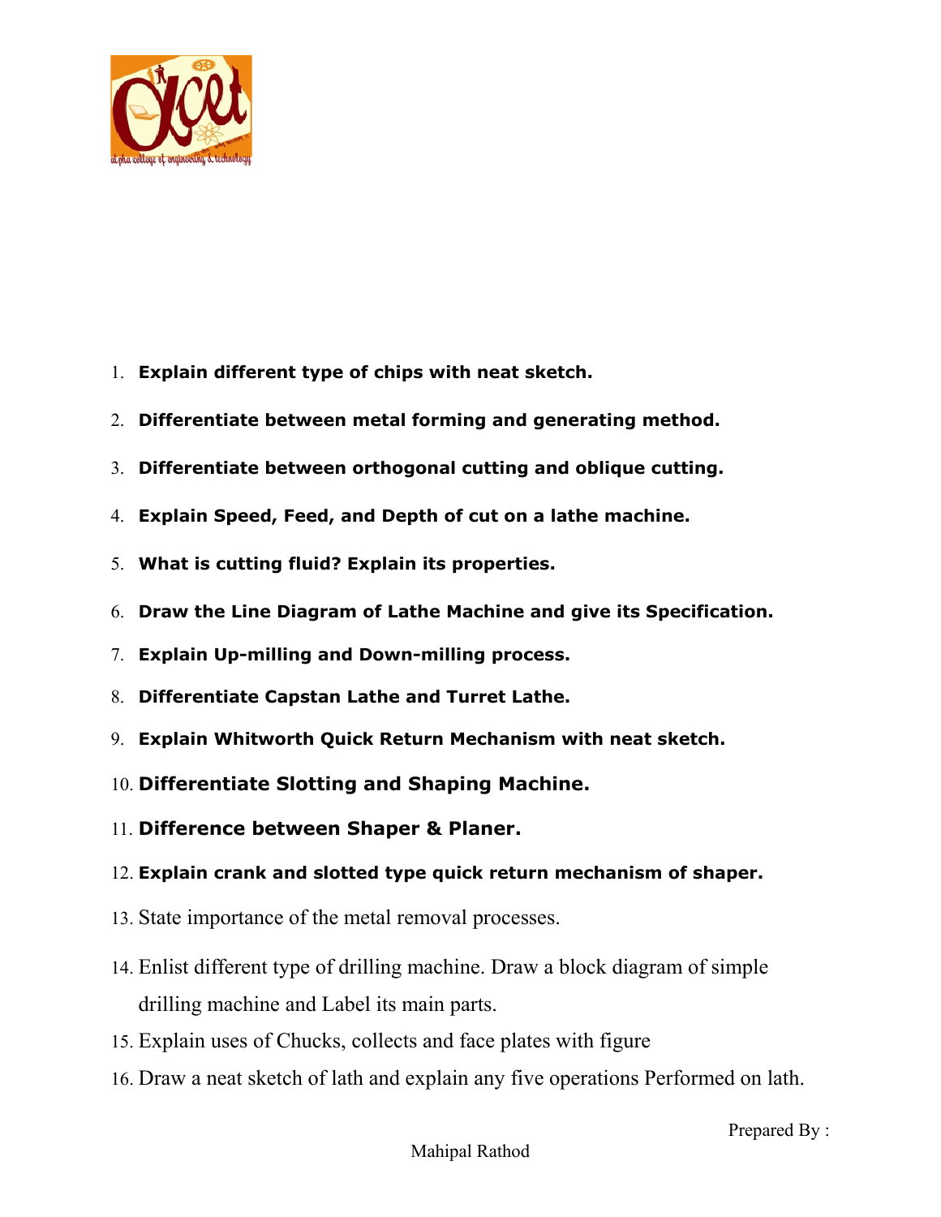1. **Explain different type of chips with neat sketch.**
2. **Differentiate between metal forming and generating method.**
3. **Differentiate between orthogonal cutting and oblique cutting.**
4. **Explain Speed, Feed, and Depth of cut on a lathe machine.**
5. **What is cutting fluid? Explain its properties.**
6. **Draw the Line Diagram of Lathe Machine and give its Specification.**
7. **Explain Up-milling and Down-milling process.**
8. **Differentiate Capstan Lathe and Turret Lathe.**
9. **Explain Whitworth Quick Return Mechanism with neat sketch.**
10. **Differentiate Slotting and Shaping Machine.**
11. **Difference between Shaper & Planer.**
12. **Explain crank and slotted type quick return mechanism of shaper.**
13. State importance of the metal removal processes.
14. Enlist different type of drilling machine. Draw a block diagram of simple drilling machine and Label its main parts.
15. Explain uses of Chucks, collects and face plates with figure
16. Draw a neat sketch of lath and explain any five operations Performed on lath.

Prepared By :

Mahipal Rathod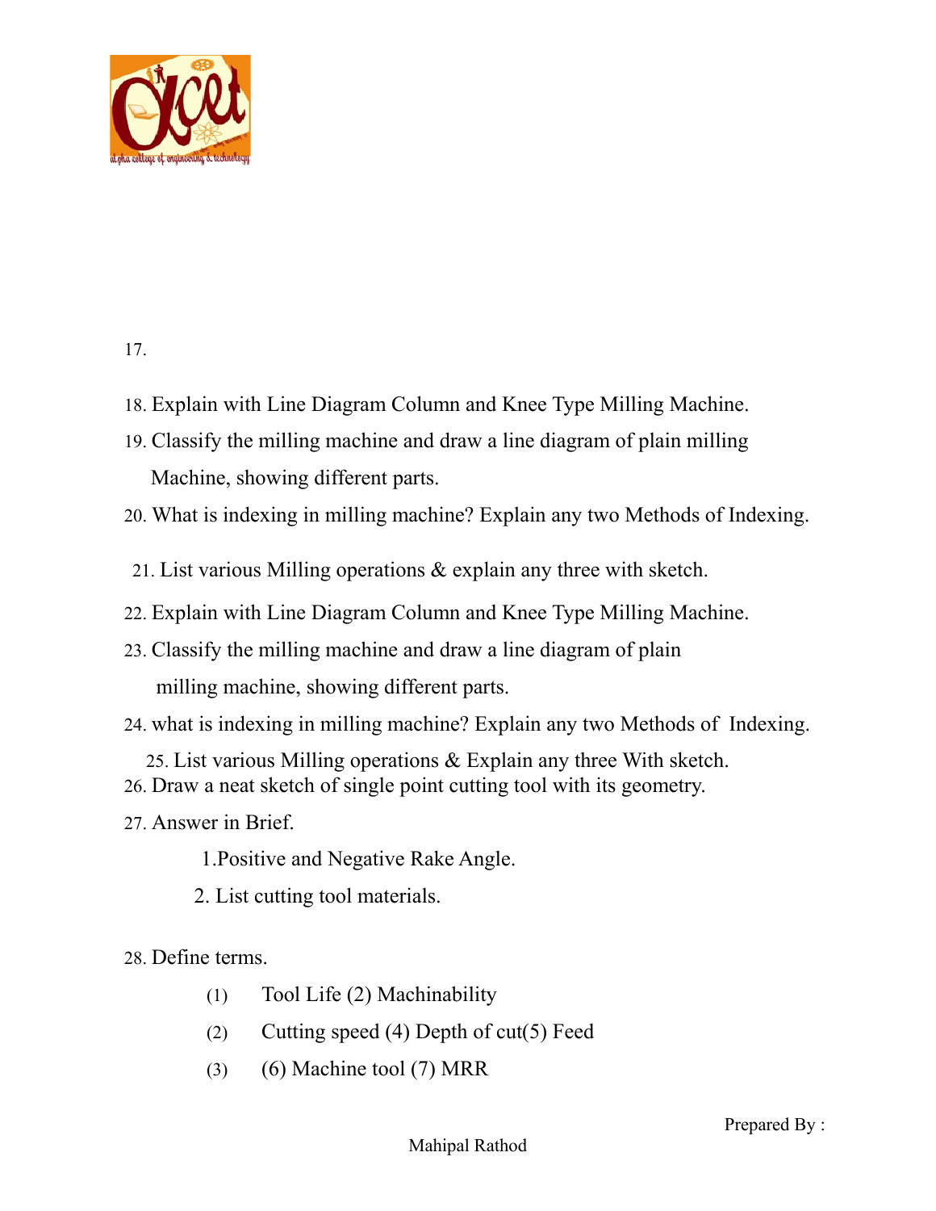17.

18. Explain with Line Diagram Column and Knee Type Milling Machine.
19. Classify the milling machine and draw a line diagram of plain milling Machine, showing different parts.
20. What is indexing in milling machine? Explain any two Methods of Indexing.
21. List various Milling operations & explain any three with sketch.
22. Explain with Line Diagram Column and Knee Type Milling Machine.
23. Classify the milling machine and draw a line diagram of plain milling machine, showing different parts.
24. what is indexing in milling machine? Explain any two Methods of Indexing.
25. List various Milling operations & Explain any three With sketch.
26. Draw a neat sketch of single point cutting tool with its geometry.
27. Answer in Brief.

    1. Positive and Negative Rake Angle.
    2. List cutting tool materials.

28. Define terms.

    (1) Tool Life (2) Machinability

    (2) Cutting speed (4) Depth of cut(5) Feed

    (3) (6) Machine tool (7) MRR

Prepared By :

Mahipal Rathod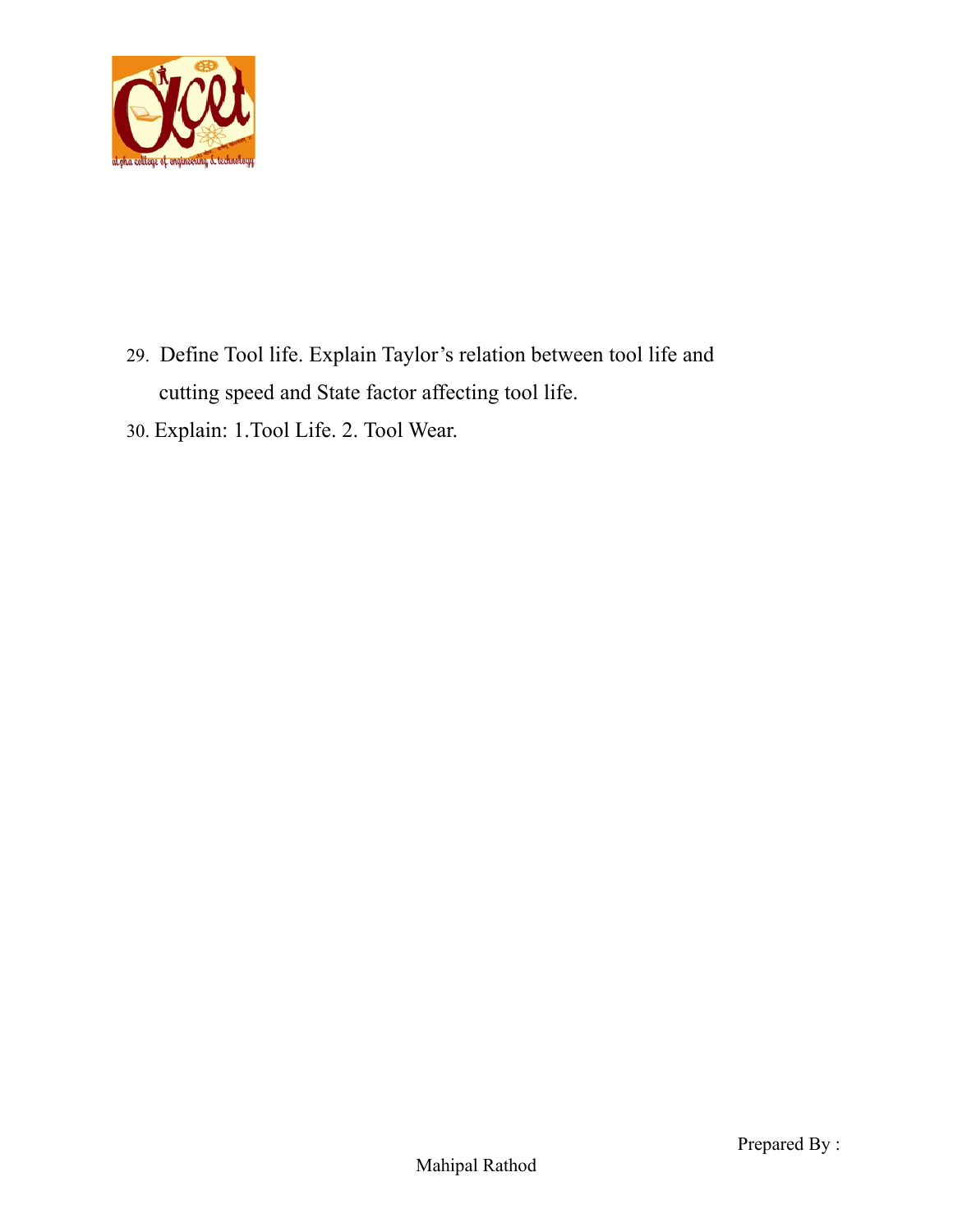29. Define Tool life. Explain Taylor's relation between tool life and cutting speed and State factor affecting tool life.
30. Explain: 1.Tool Life. 2. Tool Wear.

Prepared By :

Mahipal Rathod